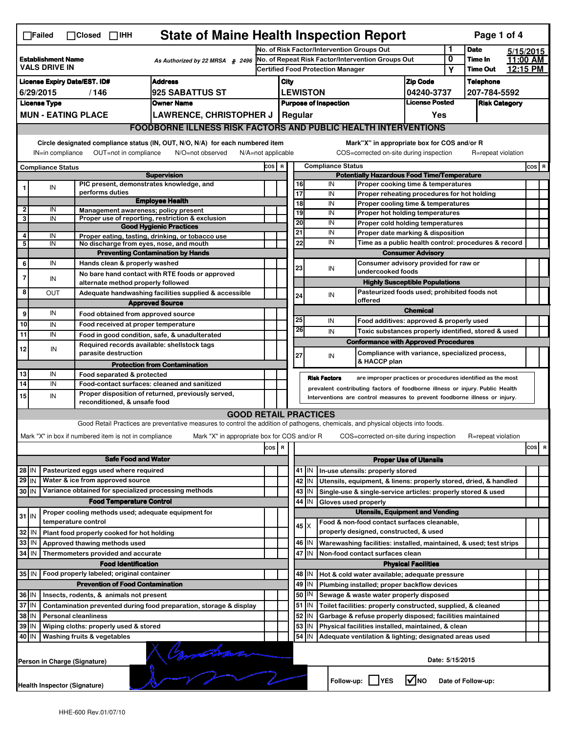☐Failed ☐Closed ☐IHH

# State of Maine Health Inspection Report

| | | | |
|---|---|---|---|
| **Establishment Name** VALS DRIVE IN | As Authorized by 22 MRSA § 2496 | No. of Risk Factor/Intervention Groups Out: 1 | **Date** 5/15/2015 |
| | | No. of Repeat Risk Factor/Intervention Groups Out: 0 | **Time In** 11:00 AM |
| | | Certified Food Protection Manager: Y | **Time Out** 12:15 PM |

| License Expiry Date/EST. ID# | Address | City | Zip Code | Telephone |
|---|---|---|---|---|
| 6/29/2015 / 146 | 925 SABATTUS ST | LEWISTON | 04240-3737 | 207-784-5592 |

| License Type | Owner Name | Purpose of Inspection | License Posted | Risk Category |
|---|---|---|---|---|
| MUN - EATING PLACE | LAWRENCE, CHRISTOPHER J | Regular | Yes | |

## FOODBORNE ILLNESS RISK FACTORS AND PUBLIC HEALTH INTERVENTIONS

Circle designated compliance status (IN, OUT, N/O, N/A) for each numbered item — IN=in compliance, OUT=not in compliance, N/O=not observed, N/A=not applicable

Mark "X" in appropriate box for COS and/or R — COS=corrected on-site during inspection, R=repeat violation

| # | Compliance Status | Item | COS | R |
|---|---|---|---|---|
| | | **Supervision** | | |
| 1 | IN | PIC present, demonstrates knowledge, and performs duties | | |
| | | **Employee Health** | | |
| 2 | IN | Management awareness; policy present | | |
| 3 | IN | Proper use of reporting, restriction & exclusion | | |
| | | **Good Hygienic Practices** | | |
| 4 | IN | Proper eating, tasting, drinking, or tobacco use | | |
| 5 | IN | No discharge from eyes, nose, and mouth | | |
| | | **Preventing Contamination by Hands** | | |
| 6 | IN | Hands clean & properly washed | | |
| 7 | IN | No bare hand contact with RTE foods or approved alternate method properly followed | | |
| 8 | OUT | Adequate handwashing facilities supplied & accessible | | |
| | | **Approved Source** | | |
| 9 | IN | Food obtained from approved source | | |
| 10 | IN | Food received at proper temperature | | |
| 11 | IN | Food in good condition, safe, & unadulterated | | |
| 12 | IN | Required records available: shellstock tags parasite destruction | | |
| | | **Protection from Contamination** | | |
| 13 | IN | Food separated & protected | | |
| 14 | IN | Food-contact surfaces: cleaned and sanitized | | |
| 15 | IN | Proper disposition of returned, previously served, reconditioned, & unsafe food | | |
| | | **Potentially Hazardous Food Time/Temperature** | | |
| 16 | IN | Proper cooking time & temperatures | | |
| 17 | IN | Proper reheating procedures for hot holding | | |
| 18 | IN | Proper cooling time & temperatures | | |
| 19 | IN | Proper hot holding temperatures | | |
| 20 | IN | Proper cold holding temperatures | | |
| 21 | IN | Proper date marking & disposition | | |
| 22 | IN | Time as a public health control: procedures & record | | |
| | | **Consumer Advisory** | | |
| 23 | IN | Consumer advisory provided for raw or undercooked foods | | |
| | | **Highly Susceptible Populations** | | |
| 24 | IN | Pasteurized foods used; prohibited foods not offered | | |
| | | **Chemical** | | |
| 25 | IN | Food additives: approved & properly used | | |
| 26 | IN | Toxic substances properly identified, stored & used | | |
| | | **Conformance with Approved Procedures** | | |
| 27 | IN | Compliance with variance, specialized process, & HACCP plan | | |

**Risk Factors** are improper practices or procedures identified as the most prevalent contributing factors of foodborne illness or injury. Public Health Interventions are control measures to prevent foodborne illness or injury.

## GOOD RETAIL PRACTICES

Good Retail Practices are preventative measures to control the addition of pathogens, chemicals, and physical objects into foods.

Mark "X" in box if numbered item is not in compliance — Mark "X" in appropriate box for COS and/or R — COS=corrected on-site during inspection — R=repeat violation

| # | Status | Item | COS | R |
|---|---|---|---|---|
| | | **Safe Food and Water** | | |
| 28 | IN | Pasteurized eggs used where required | | |
| 29 | IN | Water & ice from approved source | | |
| 30 | IN | Variance obtained for specialized processing methods | | |
| | | **Food Temperature Control** | | |
| 31 | IN | Proper cooling methods used; adequate equipment for temperature control | | |
| 32 | IN | Plant food properly cooked for hot holding | | |
| 33 | IN | Approved thawing methods used | | |
| 34 | IN | Thermometers provided and accurate | | |
| | | **Food Identification** | | |
| 35 | IN | Food properly labeled; original container | | |
| | | **Prevention of Food Contamination** | | |
| 36 | IN | Insects, rodents, & animals not present | | |
| 37 | IN | Contamination prevented during food preparation, storage & display | | |
| 38 | IN | Personal cleanliness | | |
| 39 | IN | Wiping cloths: properly used & stored | | |
| 40 | IN | Washing fruits & vegetables | | |
| | | **Proper Use of Utensils** | | |
| 41 | IN | In-use utensils: properly stored | | |
| 42 | IN | Utensils, equipment, & linens: properly stored, dried, & handled | | |
| 43 | IN | Single-use & single-service articles: properly stored & used | | |
| 44 | IN | Gloves used properly | | |
| | | **Utensils, Equipment and Vending** | | |
| 45 | X | Food & non-food contact surfaces cleanable, properly designed, constructed, & used | | |
| 46 | IN | Warewashing facilities: installed, maintained, & used; test strips | | |
| 47 | IN | Non-food contact surfaces clean | | |
| | | **Physical Facilities** | | |
| 48 | IN | Hot & cold water available; adequate pressure | | |
| 49 | IN | Plumbing installed; proper backflow devices | | |
| 50 | IN | Sewage & waste water properly disposed | | |
| 51 | IN | Toilet facilities: properly constructed, supplied, & cleaned | | |
| 52 | IN | Garbage & refuse properly disposed; facilities maintained | | |
| 53 | IN | Physical facilities installed, maintained, & clean | | |
| 54 | IN | Adequate ventilation & lighting; designated areas used | | |

Person in Charge (Signature): [signature]

Health Inspector (Signature): [signature]

Date: 5/15/2015

Follow-up: ☐ YES ☑ NO Date of Follow-up:

HHE-600 Rev.01/07/10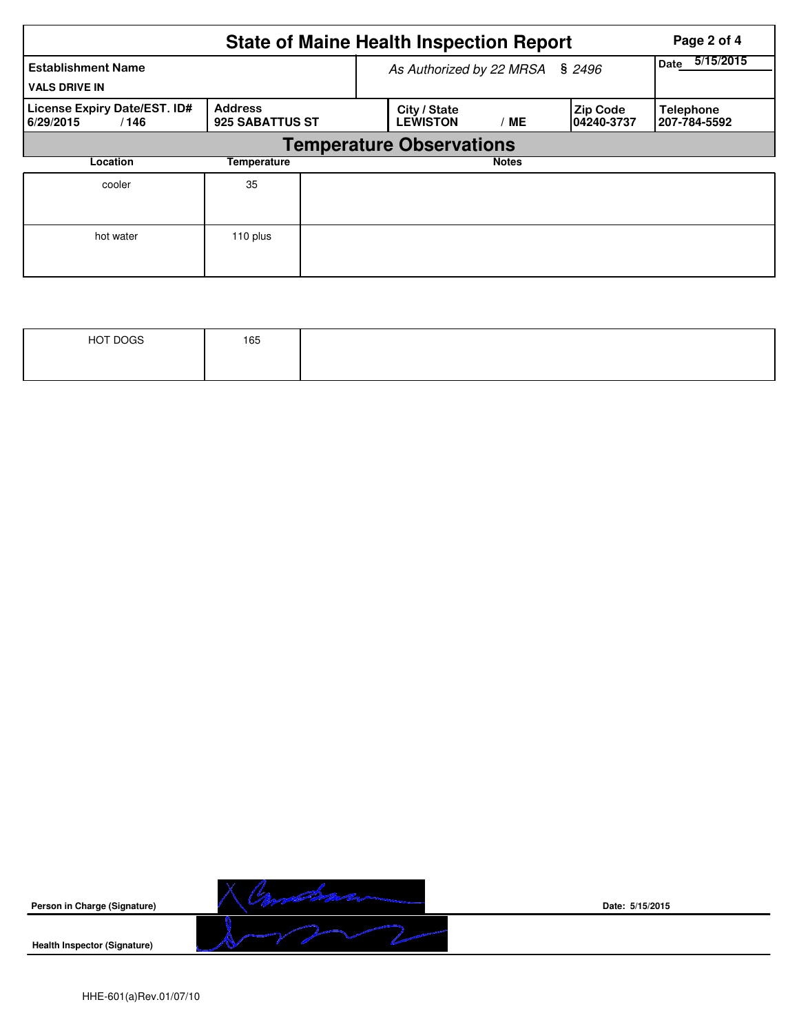# State of Maine Health Inspection Report

| Establishment Name | As Authorized by 22 MRSA § 2496 | | | Date 5/15/2015 |
|---|---|---|---|---|
| VALS DRIVE IN | | | | |

| License Expiry Date/EST. ID# | Address | City / State | Zip Code | Telephone |
|---|---|---|---|---|
| 6/29/2015 / 146 | 925 SABATTUS ST | LEWISTON / ME | 04240-3737 | 207-784-5592 |

## Temperature Observations

| Location | Temperature | Notes |
|---|---|---|
| cooler | 35 | |
| hot water | 110 plus | |
| HOT DOGS | 165 | |

**Person in Charge (Signature)** 

Date: 5/15/2015

**Health Inspector (Signature)**

HHE-601(a)Rev.01/07/10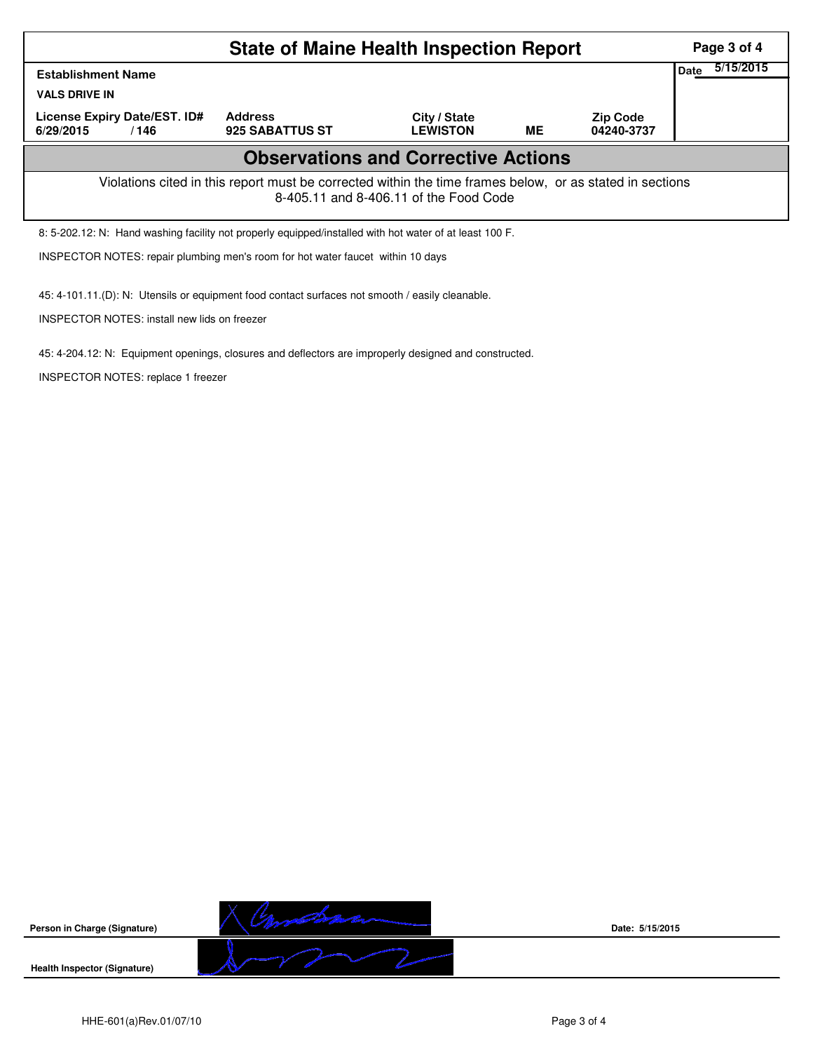# State of Maine Health Inspection Report

| Establishment Name | | | | | Date 5/15/2015 |
|---|---|---|---|---|---|
| VALS DRIVE IN | | | | | |
| License Expiry Date/EST. ID# | Address | City / State | | Zip Code | |
| 6/29/2015 / 146 | 925 SABATTUS ST | LEWISTON | ME | 04240-3737 | |

## Observations and Corrective Actions

Violations cited in this report must be corrected within the time frames below, or as stated in sections 8-405.11 and 8-406.11 of the Food Code

8: 5-202.12: N: Hand washing facility not properly equipped/installed with hot water of at least 100 F.

INSPECTOR NOTES: repair plumbing men's room for hot water faucet within 10 days

45: 4-101.11.(D): N: Utensils or equipment food contact surfaces not smooth / easily cleanable.

INSPECTOR NOTES: install new lids on freezer

45: 4-204.12: N: Equipment openings, closures and deflectors are improperly designed and constructed.

INSPECTOR NOTES: replace 1 freezer

Person in Charge (Signature)

Date: 5/15/2015

Health Inspector (Signature)

HHE-601(a)Rev.01/07/10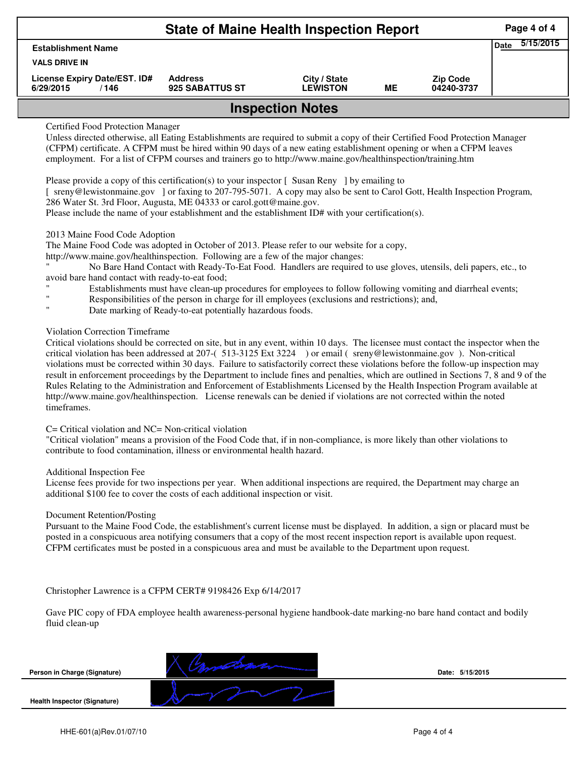# State of Maine Health Inspection Report

| Establishment Name | | | | | Date 5/15/2015 |
|---|---|---|---|---|---|
| VALS DRIVE IN | | | | | |
| License Expiry Date/EST. ID# | Address | City / State | | Zip Code | |
| 6/29/2015 / 146 | 925 SABATTUS ST | LEWISTON | ME | 04240-3737 | |

## Inspection Notes

Certified Food Protection Manager

Unless directed otherwise, all Eating Establishments are required to submit a copy of their Certified Food Protection Manager (CFPM) certificate. A CFPM must be hired within 90 days of a new eating establishment opening or when a CFPM leaves employment. For a list of CFPM courses and trainers go to http://www.maine.gov/healthinspection/training.htm

Please provide a copy of this certification(s) to your inspector [ Susan Reny ] by emailing to [ sreny@lewistonmaine.gov ] or faxing to 207-795-5071. A copy may also be sent to Carol Gott, Health Inspection Program, 286 Water St. 3rd Floor, Augusta, ME 04333 or carol.gott@maine.gov.

Please include the name of your establishment and the establishment ID# with your certification(s).

2013 Maine Food Code Adoption

The Maine Food Code was adopted in October of 2013. Please refer to our website for a copy, http://www.maine.gov/healthinspection. Following are a few of the major changes:

" No Bare Hand Contact with Ready-To-Eat Food. Handlers are required to use gloves, utensils, deli papers, etc., to avoid bare hand contact with ready-to-eat food;

" Establishments must have clean-up procedures for employees to follow following vomiting and diarrheal events;

" Responsibilities of the person in charge for ill employees (exclusions and restrictions); and,

" Date marking of Ready-to-eat potentially hazardous foods.

Violation Correction Timeframe

Critical violations should be corrected on site, but in any event, within 10 days. The licensee must contact the inspector when the critical violation has been addressed at 207-( 513-3125 Ext 3224 ) or email ( sreny@lewistonmaine.gov ). Non-critical violations must be corrected within 30 days. Failure to satisfactorily correct these violations before the follow-up inspection may result in enforcement proceedings by the Department to include fines and penalties, which are outlined in Sections 7, 8 and 9 of the Rules Relating to the Administration and Enforcement of Establishments Licensed by the Health Inspection Program available at http://www.maine.gov/healthinspection. License renewals can be denied if violations are not corrected within the noted timeframes.

C= Critical violation and NC= Non-critical violation

"Critical violation" means a provision of the Food Code that, if in non-compliance, is more likely than other violations to contribute to food contamination, illness or environmental health hazard.

Additional Inspection Fee

License fees provide for two inspections per year. When additional inspections are required, the Department may charge an additional $100 fee to cover the costs of each additional inspection or visit.

Document Retention/Posting

Pursuant to the Maine Food Code, the establishment's current license must be displayed. In addition, a sign or placard must be posted in a conspicuous area notifying consumers that a copy of the most recent inspection report is available upon request. CFPM certificates must be posted in a conspicuous area and must be available to the Department upon request.

Christopher Lawrence is a CFPM CERT# 9198426 Exp 6/14/2017

Gave PIC copy of FDA employee health awareness-personal hygiene handbook-date marking-no bare hand contact and bodily fluid clean-up

Person in Charge (Signature) Date: 5/15/2015

Health Inspector (Signature)

HHE-601(a)Rev.01/07/10